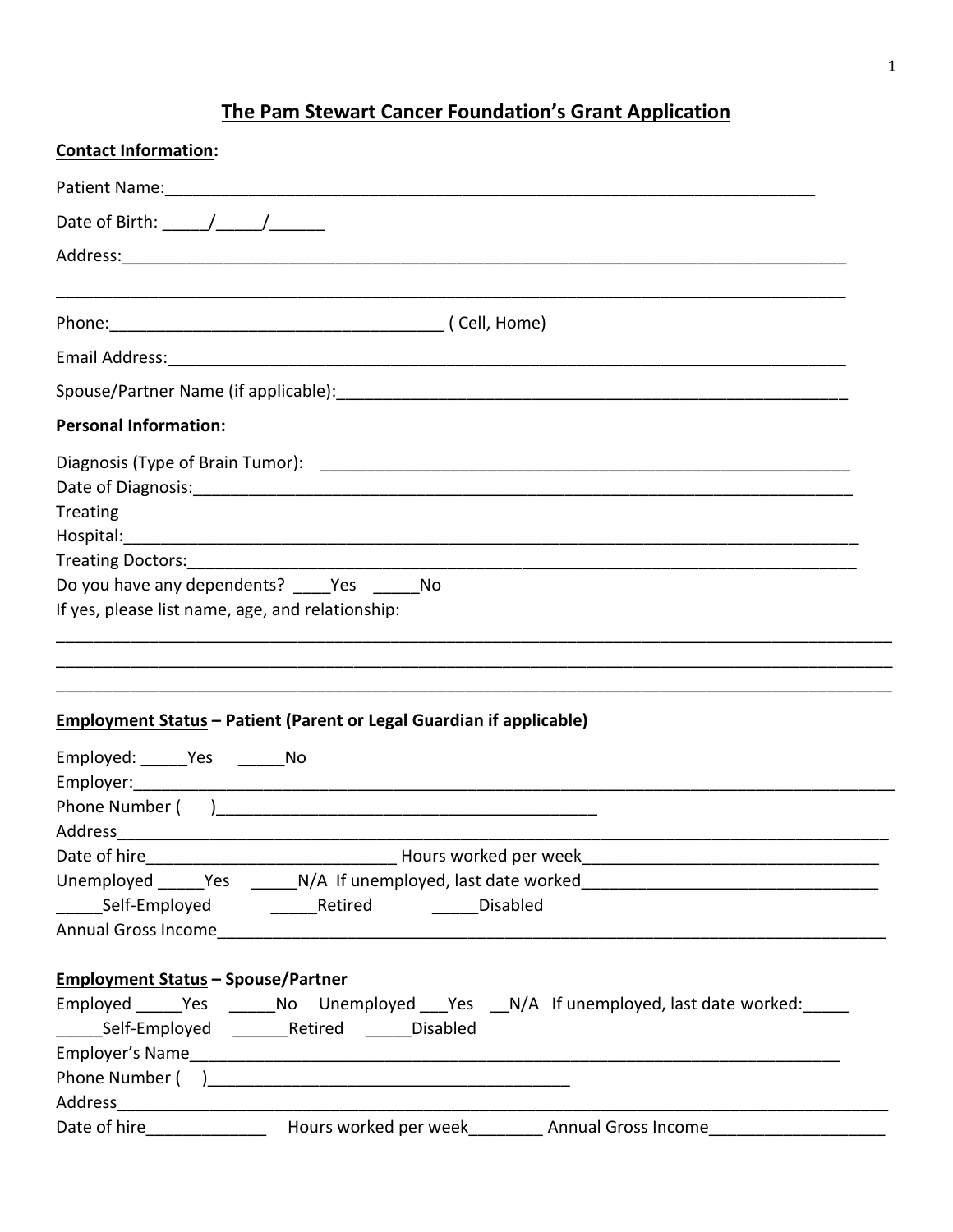# The Pam Stewart Cancer Foundation's Grant Application

**Contact Information:**

Patient Name:___________________________________________________________________________

Date of Birth: _____/_____/______

Address:___________________________________________________________________________________

___________________________________________________________________________________________

Phone:_____________________________________ ( Cell, Home)

Email Address:_____________________________________________________________________________

Spouse/Partner Name (if applicable):_________________________________________________________

**Personal Information:**

Diagnosis (Type of Brain Tumor): ____________________________________________________________
Date of Diagnosis:__________________________________________________________________________
Treating Hospital:___________________________________________________________________________
Treating Doctors:___________________________________________________________________________
Do you have any dependents? ____Yes _____No
If yes, please list name, age, and relationship:

___________________________________________________________________________________________
___________________________________________________________________________________________
___________________________________________________________________________________________

**Employment Status – Patient (Parent or Legal Guardian if applicable)**

Employed: _____Yes _____No
Employer:__________________________________________________________________________________
Phone Number ( )__________________________________________
Address____________________________________________________________________________________
Date of hire____________________________ Hours worked per week_________________________________
Unemployed _____Yes _____N/A If unemployed, last date worked_________________________________
_____Self-Employed _____Retired _____Disabled
Annual Gross Income_______________________________________________________________________

**Employment Status – Spouse/Partner**

Employed _____Yes _____No Unemployed ___Yes __N/A If unemployed, last date worked:_____
_____Self-Employed ______Retired _____Disabled
Employer's Name___________________________________________________________________________
Phone Number ( )________________________________________
Address____________________________________________________________________________________
Date of hire_____________ Hours worked per week________ Annual Gross Income___________________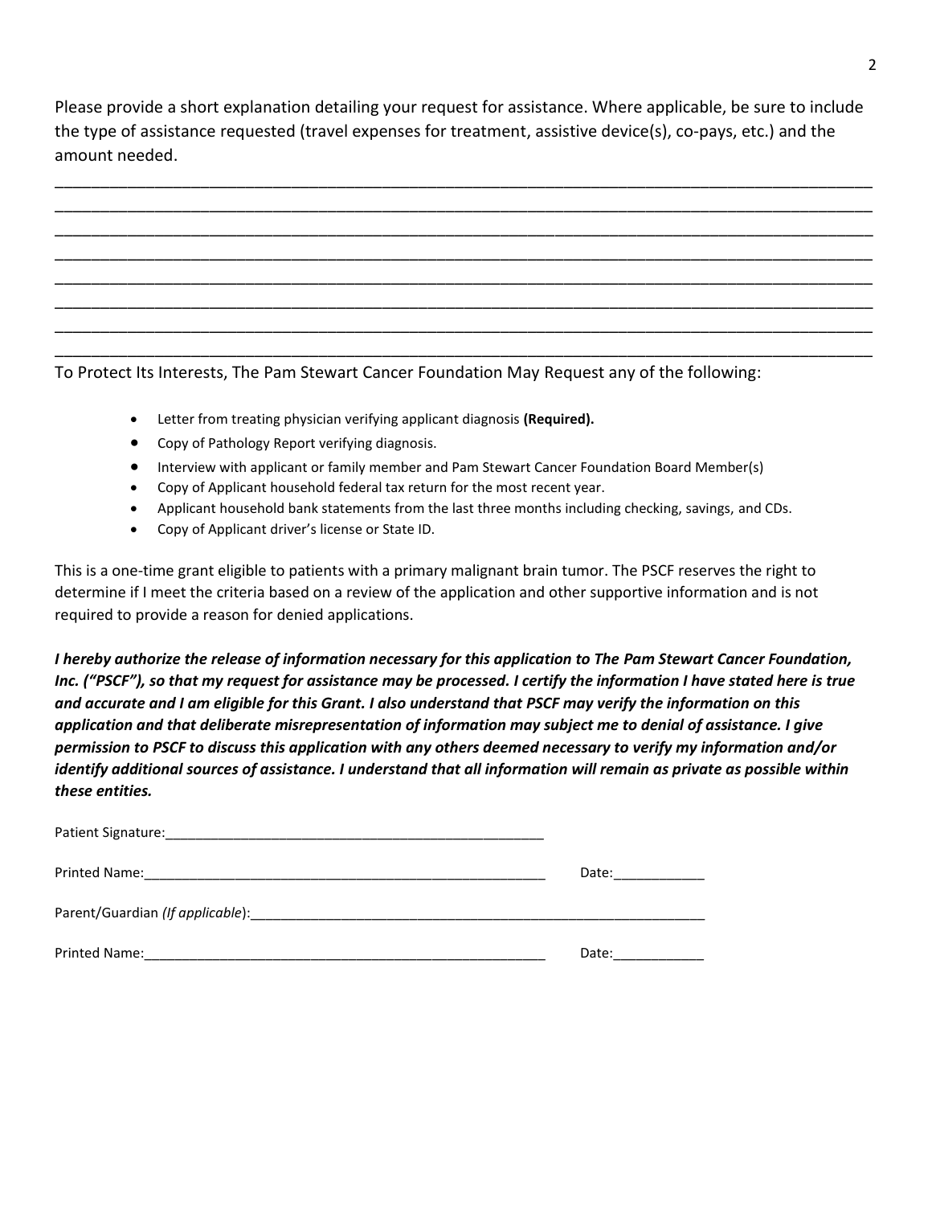Please provide a short explanation detailing your request for assistance. Where applicable, be sure to include the type of assistance requested (travel expenses for treatment, assistive device(s), co-pays, etc.) and the amount needed.

_______________________________________________________________________________________________
_______________________________________________________________________________________________
_______________________________________________________________________________________________
_______________________________________________________________________________________________
_______________________________________________________________________________________________
_______________________________________________________________________________________________
_______________________________________________________________________________________________
_______________________________________________________________________________________________

To Protect Its Interests, The Pam Stewart Cancer Foundation May Request any of the following:

- Letter from treating physician verifying applicant diagnosis **(Required).**
- Copy of Pathology Report verifying diagnosis.
- Interview with applicant or family member and Pam Stewart Cancer Foundation Board Member(s)
- Copy of Applicant household federal tax return for the most recent year.
- Applicant household bank statements from the last three months including checking, savings, and CDs.
- Copy of Applicant driver's license or State ID.

This is a one-time grant eligible to patients with a primary malignant brain tumor. The PSCF reserves the right to determine if I meet the criteria based on a review of the application and other supportive information and is not required to provide a reason for denied applications.

***I hereby authorize the release of information necessary for this application to The Pam Stewart Cancer Foundation, Inc. ("PSCF"), so that my request for assistance may be processed. I certify the information I have stated here is true and accurate and I am eligible for this Grant. I also understand that PSCF may verify the information on this application and that deliberate misrepresentation of information may subject me to denial of assistance. I give permission to PSCF to discuss this application with any others deemed necessary to verify my information and/or identify additional sources of assistance. I understand that all information will remain as private as possible within these entities.***

Patient Signature:___________________________________________________

Printed Name:________________________________________________________ Date:____________

Parent/Guardian *(If applicable)*:______________________________________________________________

Printed Name:________________________________________________________ Date:____________